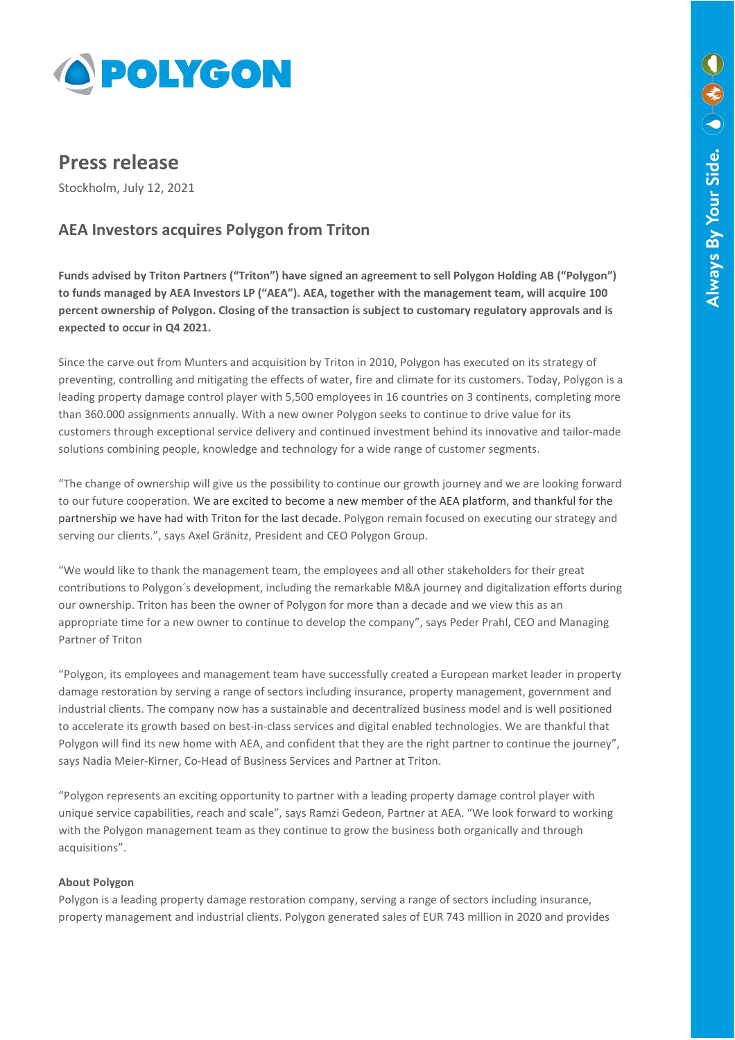# Press release

Stockholm, July 12, 2021

## AEA Investors acquires Polygon from Triton

**Funds advised by Triton Partners ("Triton") have signed an agreement to sell Polygon Holding AB ("Polygon") to funds managed by AEA Investors LP ("AEA"). AEA, together with the management team, will acquire 100 percent ownership of Polygon. Closing of the transaction is subject to customary regulatory approvals and is expected to occur in Q4 2021.**

Since the carve out from Munters and acquisition by Triton in 2010, Polygon has executed on its strategy of preventing, controlling and mitigating the effects of water, fire and climate for its customers. Today, Polygon is a leading property damage control player with 5,500 employees in 16 countries on 3 continents, completing more than 360.000 assignments annually. With a new owner Polygon seeks to continue to drive value for its customers through exceptional service delivery and continued investment behind its innovative and tailor-made solutions combining people, knowledge and technology for a wide range of customer segments.

"The change of ownership will give us the possibility to continue our growth journey and we are looking forward to our future cooperation. We are excited to become a new member of the AEA platform, and thankful for the partnership we have had with Triton for the last decade. Polygon remain focused on executing our strategy and serving our clients.", says Axel Gränitz, President and CEO Polygon Group.

"We would like to thank the management team, the employees and all other stakeholders for their great contributions to Polygon´s development, including the remarkable M&A journey and digitalization efforts during our ownership. Triton has been the owner of Polygon for more than a decade and we view this as an appropriate time for a new owner to continue to develop the company", says Peder Prahl, CEO and Managing Partner of Triton

"Polygon, its employees and management team have successfully created a European market leader in property damage restoration by serving a range of sectors including insurance, property management, government and industrial clients. The company now has a sustainable and decentralized business model and is well positioned to accelerate its growth based on best-in-class services and digital enabled technologies. We are thankful that Polygon will find its new home with AEA, and confident that they are the right partner to continue the journey", says Nadia Meier-Kirner, Co-Head of Business Services and Partner at Triton.

"Polygon represents an exciting opportunity to partner with a leading property damage control player with unique service capabilities, reach and scale", says Ramzi Gedeon, Partner at AEA. "We look forward to working with the Polygon management team as they continue to grow the business both organically and through acquisitions".

**About Polygon**

Polygon is a leading property damage restoration company, serving a range of sectors including insurance, property management and industrial clients. Polygon generated sales of EUR 743 million in 2020 and provides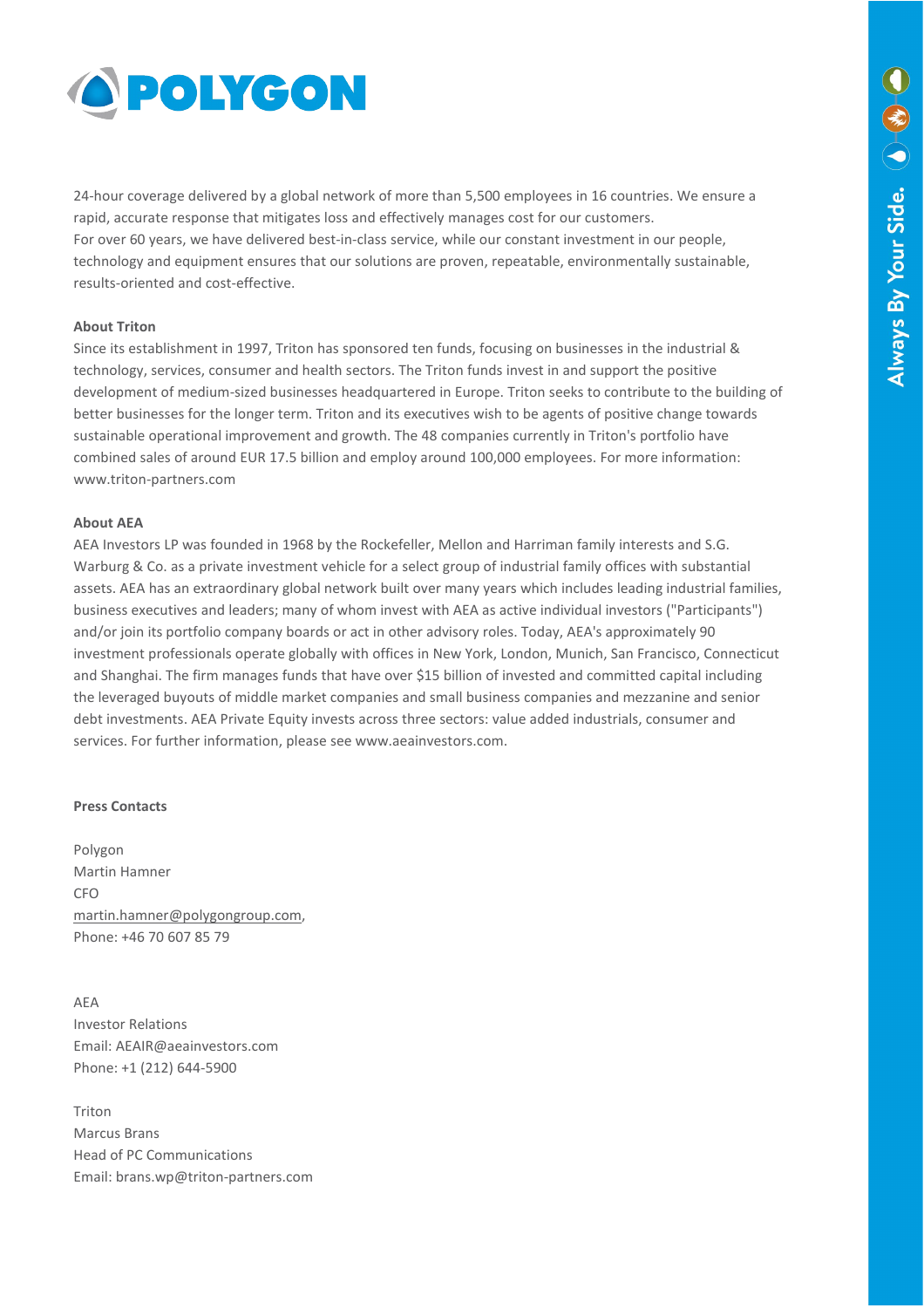24-hour coverage delivered by a global network of more than 5,500 employees in 16 countries. We ensure a rapid, accurate response that mitigates loss and effectively manages cost for our customers.
For over 60 years, we have delivered best-in-class service, while our constant investment in our people, technology and equipment ensures that our solutions are proven, repeatable, environmentally sustainable, results-oriented and cost-effective.

**About Triton**

Since its establishment in 1997, Triton has sponsored ten funds, focusing on businesses in the industrial & technology, services, consumer and health sectors. The Triton funds invest in and support the positive development of medium-sized businesses headquartered in Europe. Triton seeks to contribute to the building of better businesses for the longer term. Triton and its executives wish to be agents of positive change towards sustainable operational improvement and growth. The 48 companies currently in Triton's portfolio have combined sales of around EUR 17.5 billion and employ around 100,000 employees. For more information: www.triton-partners.com

**About AEA**

AEA Investors LP was founded in 1968 by the Rockefeller, Mellon and Harriman family interests and S.G. Warburg & Co. as a private investment vehicle for a select group of industrial family offices with substantial assets. AEA has an extraordinary global network built over many years which includes leading industrial families, business executives and leaders; many of whom invest with AEA as active individual investors ("Participants") and/or join its portfolio company boards or act in other advisory roles. Today, AEA's approximately 90 investment professionals operate globally with offices in New York, London, Munich, San Francisco, Connecticut and Shanghai. The firm manages funds that have over $15 billion of invested and committed capital including the leveraged buyouts of middle market companies and small business companies and mezzanine and senior debt investments. AEA Private Equity invests across three sectors: value added industrials, consumer and services. For further information, please see www.aeainvestors.com.

**Press Contacts**

Polygon
Martin Hamner
CFO
martin.hamner@polygongroup.com,
Phone: +46 70 607 85 79

AEA
Investor Relations
Email: AEAIR@aeainvestors.com
Phone: +1 (212) 644-5900

Triton
Marcus Brans
Head of PC Communications
Email: brans.wp@triton-partners.com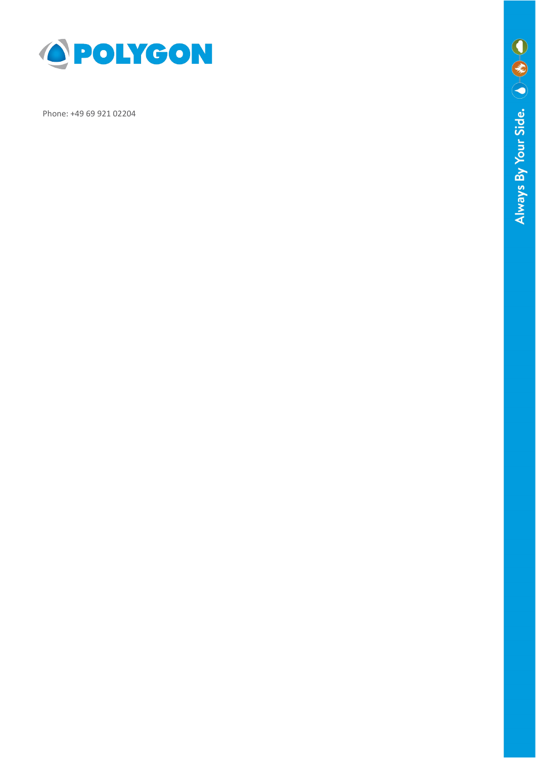Phone: +49 69 921 02204